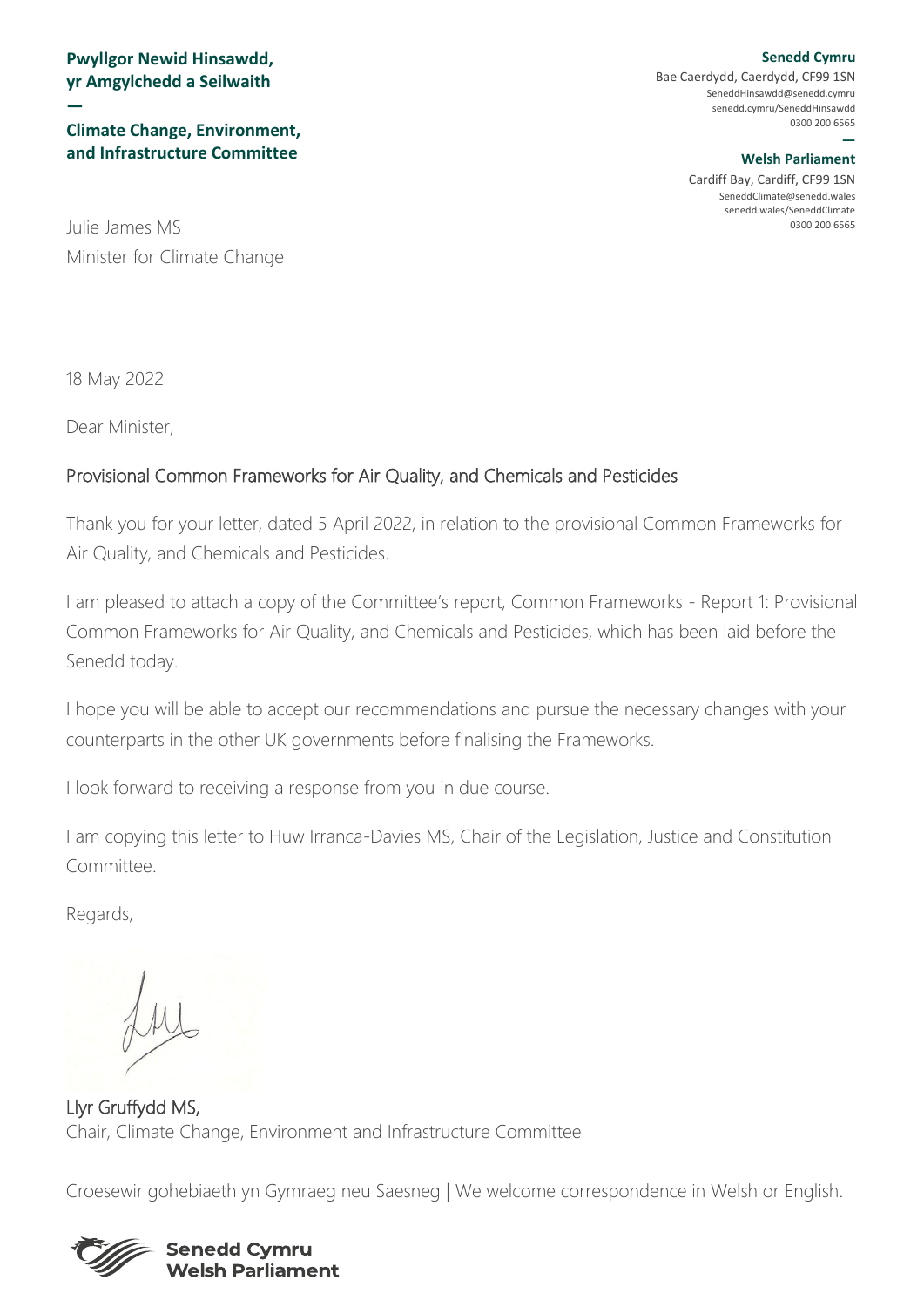**Pwyllgor Newid Hinsawdd, yr Amgylchedd a Seilwaith**
—
**Climate Change, Environment, and Infrastructure Committee**

**Senedd Cymru**
Bae Caerdydd, Caerdydd, CF99 1SN
SeneddHinsawdd@senedd.cymru
senedd.cymru/SeneddHinsawdd
0300 200 6565
—
**Welsh Parliament**
Cardiff Bay, Cardiff, CF99 1SN
SeneddClimate@senedd.wales
senedd.wales/SeneddClimate
0300 200 6565

Julie James MS
Minister for Climate Change

18 May 2022

Dear Minister,

## Provisional Common Frameworks for Air Quality, and Chemicals and Pesticides

Thank you for your letter, dated 5 April 2022, in relation to the provisional Common Frameworks for Air Quality, and Chemicals and Pesticides.

I am pleased to attach a copy of the Committee's report, Common Frameworks - Report 1: Provisional Common Frameworks for Air Quality, and Chemicals and Pesticides, which has been laid before the Senedd today.

I hope you will be able to accept our recommendations and pursue the necessary changes with your counterparts in the other UK governments before finalising the Frameworks.

I look forward to receiving a response from you in due course.

I am copying this letter to Huw Irranca-Davies MS, Chair of the Legislation, Justice and Constitution Committee.

Regards,

Llyr Gruffydd MS,
Chair, Climate Change, Environment and Infrastructure Committee

Croesewir gohebiaeth yn Gymraeg neu Saesneg | We welcome correspondence in Welsh or English.

**Senedd Cymru**
**Welsh Parliament**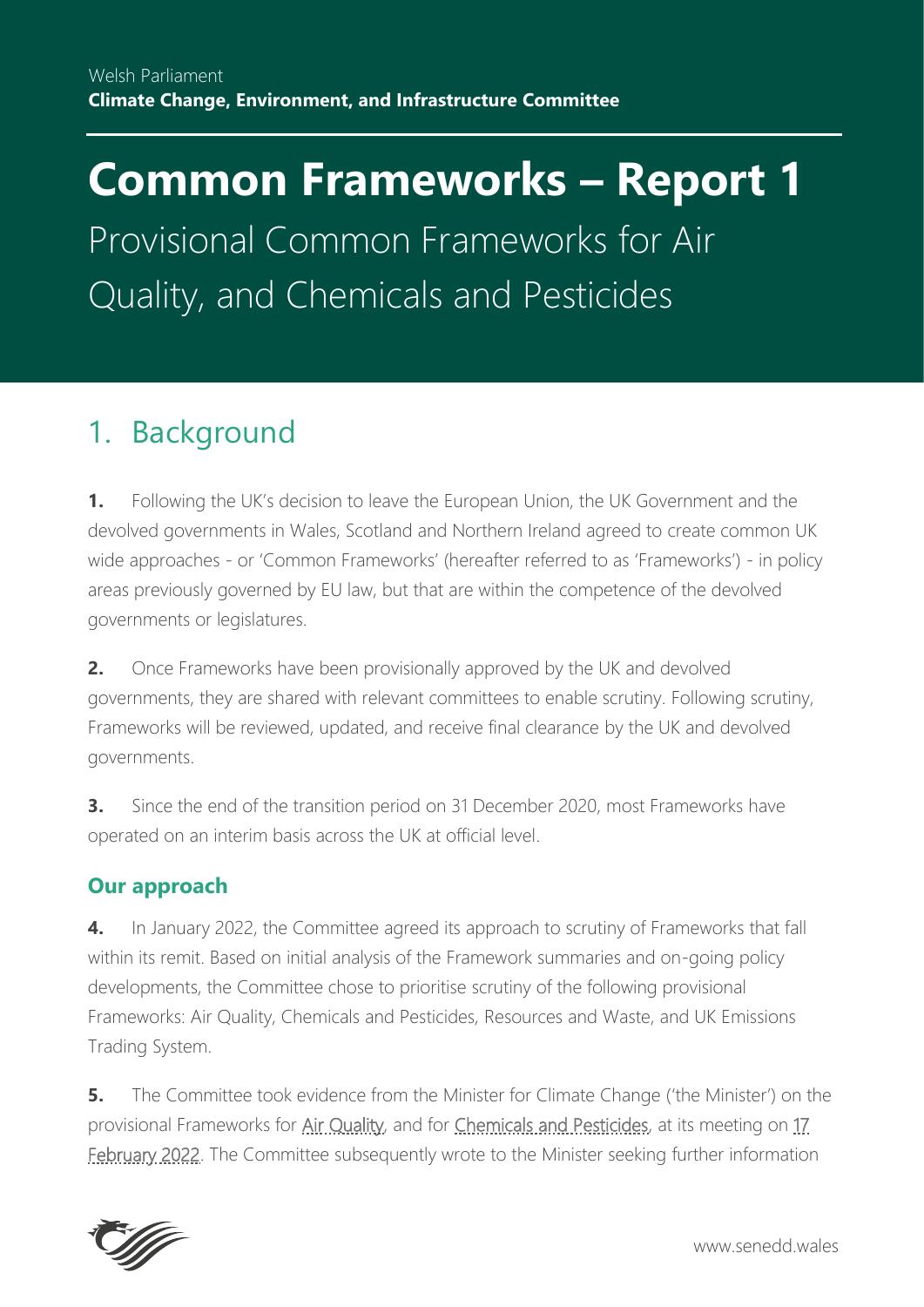Welsh Parliament
**Climate Change, Environment, and Infrastructure Committee**

# Common Frameworks – Report 1

Provisional Common Frameworks for Air Quality, and Chemicals and Pesticides

## 1. Background

**1.** Following the UK's decision to leave the European Union, the UK Government and the devolved governments in Wales, Scotland and Northern Ireland agreed to create common UK wide approaches - or 'Common Frameworks' (hereafter referred to as 'Frameworks') - in policy areas previously governed by EU law, but that are within the competence of the devolved governments or legislatures.

**2.** Once Frameworks have been provisionally approved by the UK and devolved governments, they are shared with relevant committees to enable scrutiny. Following scrutiny, Frameworks will be reviewed, updated, and receive final clearance by the UK and devolved governments.

**3.** Since the end of the transition period on 31 December 2020, most Frameworks have operated on an interim basis across the UK at official level.

### Our approach

**4.** In January 2022, the Committee agreed its approach to scrutiny of Frameworks that fall within its remit. Based on initial analysis of the Framework summaries and on-going policy developments, the Committee chose to prioritise scrutiny of the following provisional Frameworks: Air Quality, Chemicals and Pesticides, Resources and Waste, and UK Emissions Trading System.

**5.** The Committee took evidence from the Minister for Climate Change ('the Minister') on the provisional Frameworks for Air Quality, and for Chemicals and Pesticides, at its meeting on 17 February 2022. The Committee subsequently wrote to the Minister seeking further information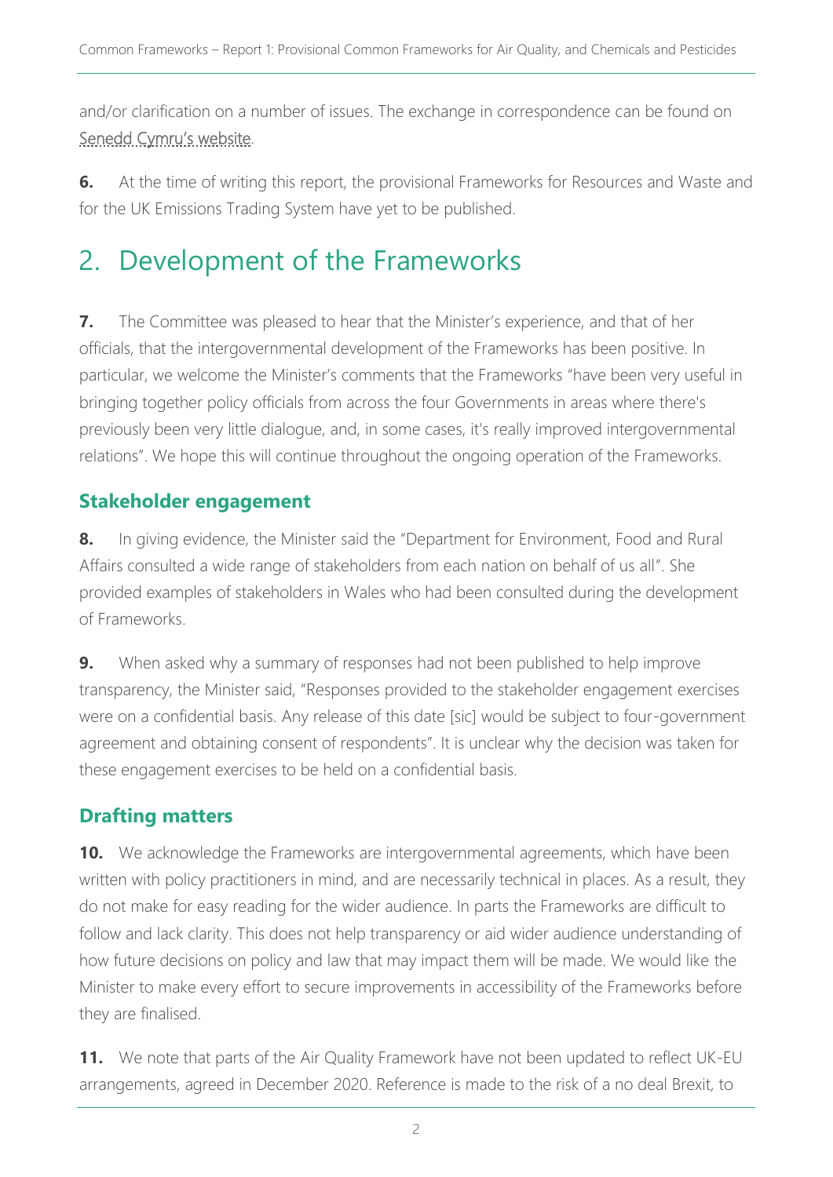and/or clarification on a number of issues. The exchange in correspondence can be found on Senedd Cymru's website.

**6.** At the time of writing this report, the provisional Frameworks for Resources and Waste and for the UK Emissions Trading System have yet to be published.

# 2. Development of the Frameworks

**7.** The Committee was pleased to hear that the Minister's experience, and that of her officials, that the intergovernmental development of the Frameworks has been positive. In particular, we welcome the Minister's comments that the Frameworks "have been very useful in bringing together policy officials from across the four Governments in areas where there's previously been very little dialogue, and, in some cases, it's really improved intergovernmental relations". We hope this will continue throughout the ongoing operation of the Frameworks.

## Stakeholder engagement

**8.** In giving evidence, the Minister said the "Department for Environment, Food and Rural Affairs consulted a wide range of stakeholders from each nation on behalf of us all". She provided examples of stakeholders in Wales who had been consulted during the development of Frameworks.

**9.** When asked why a summary of responses had not been published to help improve transparency, the Minister said, "Responses provided to the stakeholder engagement exercises were on a confidential basis. Any release of this date [sic] would be subject to four-government agreement and obtaining consent of respondents". It is unclear why the decision was taken for these engagement exercises to be held on a confidential basis.

## Drafting matters

**10.** We acknowledge the Frameworks are intergovernmental agreements, which have been written with policy practitioners in mind, and are necessarily technical in places. As a result, they do not make for easy reading for the wider audience. In parts the Frameworks are difficult to follow and lack clarity. This does not help transparency or aid wider audience understanding of how future decisions on policy and law that may impact them will be made. We would like the Minister to make every effort to secure improvements in accessibility of the Frameworks before they are finalised.

**11.** We note that parts of the Air Quality Framework have not been updated to reflect UK-EU arrangements, agreed in December 2020. Reference is made to the risk of a no deal Brexit, to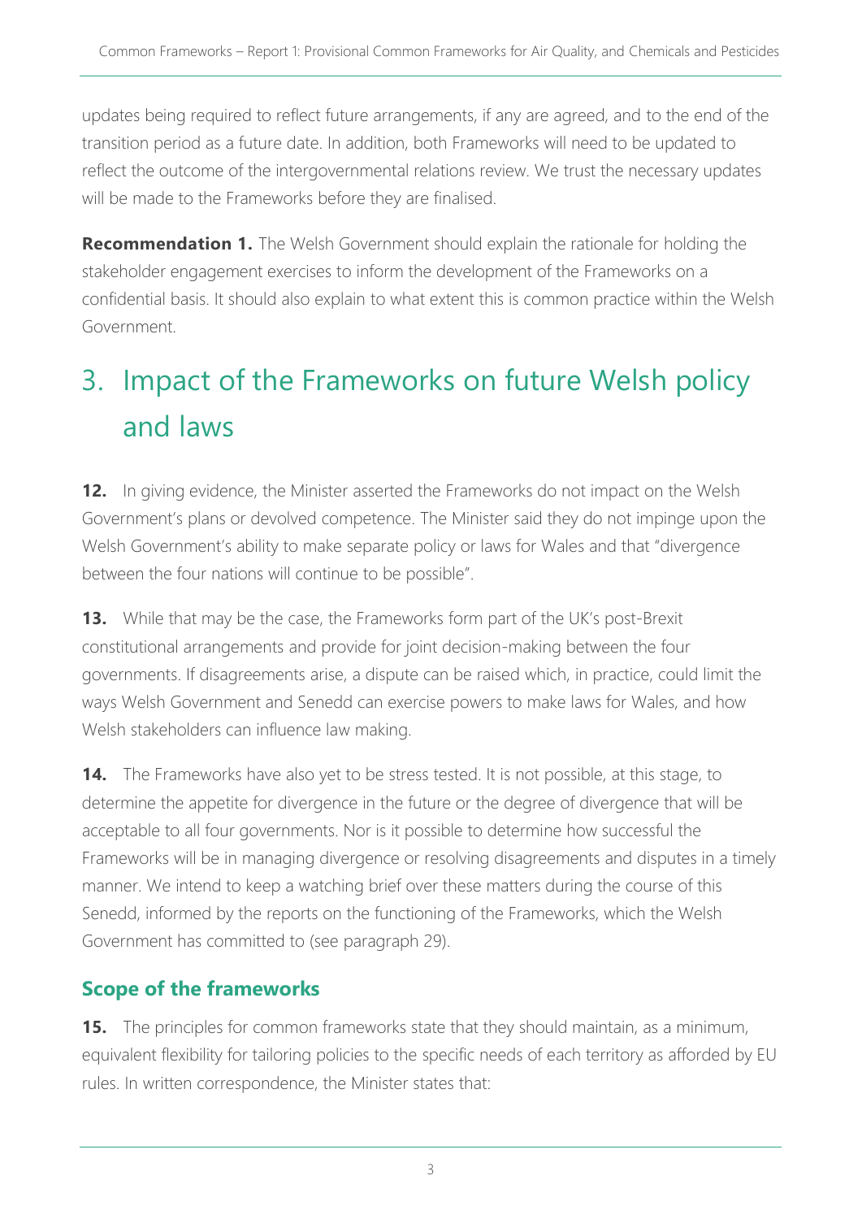updates being required to reflect future arrangements, if any are agreed, and to the end of the transition period as a future date. In addition, both Frameworks will need to be updated to reflect the outcome of the intergovernmental relations review. We trust the necessary updates will be made to the Frameworks before they are finalised.

**Recommendation 1.** The Welsh Government should explain the rationale for holding the stakeholder engagement exercises to inform the development of the Frameworks on a confidential basis. It should also explain to what extent this is common practice within the Welsh Government.

# 3. Impact of the Frameworks on future Welsh policy and laws

**12.** In giving evidence, the Minister asserted the Frameworks do not impact on the Welsh Government's plans or devolved competence. The Minister said they do not impinge upon the Welsh Government's ability to make separate policy or laws for Wales and that "divergence between the four nations will continue to be possible".

**13.** While that may be the case, the Frameworks form part of the UK's post-Brexit constitutional arrangements and provide for joint decision-making between the four governments. If disagreements arise, a dispute can be raised which, in practice, could limit the ways Welsh Government and Senedd can exercise powers to make laws for Wales, and how Welsh stakeholders can influence law making.

**14.** The Frameworks have also yet to be stress tested. It is not possible, at this stage, to determine the appetite for divergence in the future or the degree of divergence that will be acceptable to all four governments. Nor is it possible to determine how successful the Frameworks will be in managing divergence or resolving disagreements and disputes in a timely manner. We intend to keep a watching brief over these matters during the course of this Senedd, informed by the reports on the functioning of the Frameworks, which the Welsh Government has committed to (see paragraph 29).

## Scope of the frameworks

**15.** The principles for common frameworks state that they should maintain, as a minimum, equivalent flexibility for tailoring policies to the specific needs of each territory as afforded by EU rules. In written correspondence, the Minister states that: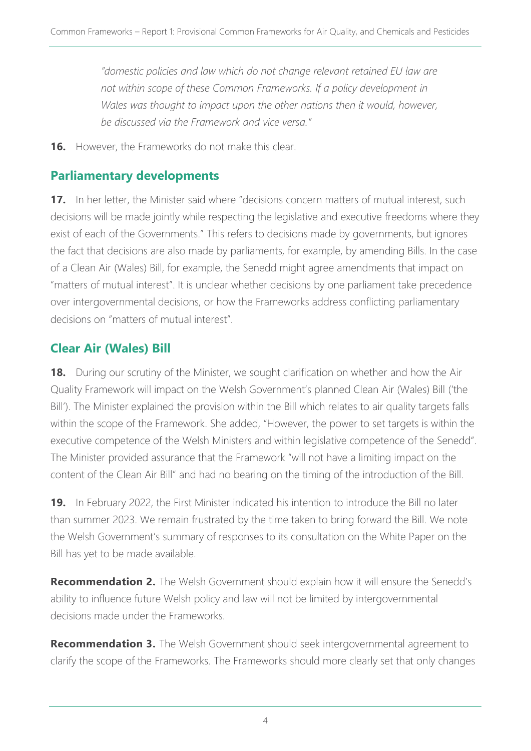> *"domestic policies and law which do not change relevant retained EU law are not within scope of these Common Frameworks. If a policy development in Wales was thought to impact upon the other nations then it would, however, be discussed via the Framework and vice versa."*

**16.** However, the Frameworks do not make this clear.

## Parliamentary developments

**17.** In her letter, the Minister said where "decisions concern matters of mutual interest, such decisions will be made jointly while respecting the legislative and executive freedoms where they exist of each of the Governments." This refers to decisions made by governments, but ignores the fact that decisions are also made by parliaments, for example, by amending Bills. In the case of a Clean Air (Wales) Bill, for example, the Senedd might agree amendments that impact on "matters of mutual interest". It is unclear whether decisions by one parliament take precedence over intergovernmental decisions, or how the Frameworks address conflicting parliamentary decisions on "matters of mutual interest".

## Clear Air (Wales) Bill

**18.** During our scrutiny of the Minister, we sought clarification on whether and how the Air Quality Framework will impact on the Welsh Government's planned Clean Air (Wales) Bill ('the Bill'). The Minister explained the provision within the Bill which relates to air quality targets falls within the scope of the Framework. She added, "However, the power to set targets is within the executive competence of the Welsh Ministers and within legislative competence of the Senedd". The Minister provided assurance that the Framework "will not have a limiting impact on the content of the Clean Air Bill" and had no bearing on the timing of the introduction of the Bill.

**19.** In February 2022, the First Minister indicated his intention to introduce the Bill no later than summer 2023. We remain frustrated by the time taken to bring forward the Bill. We note the Welsh Government's summary of responses to its consultation on the White Paper on the Bill has yet to be made available.

**Recommendation 2.** The Welsh Government should explain how it will ensure the Senedd's ability to influence future Welsh policy and law will not be limited by intergovernmental decisions made under the Frameworks.

**Recommendation 3.** The Welsh Government should seek intergovernmental agreement to clarify the scope of the Frameworks. The Frameworks should more clearly set that only changes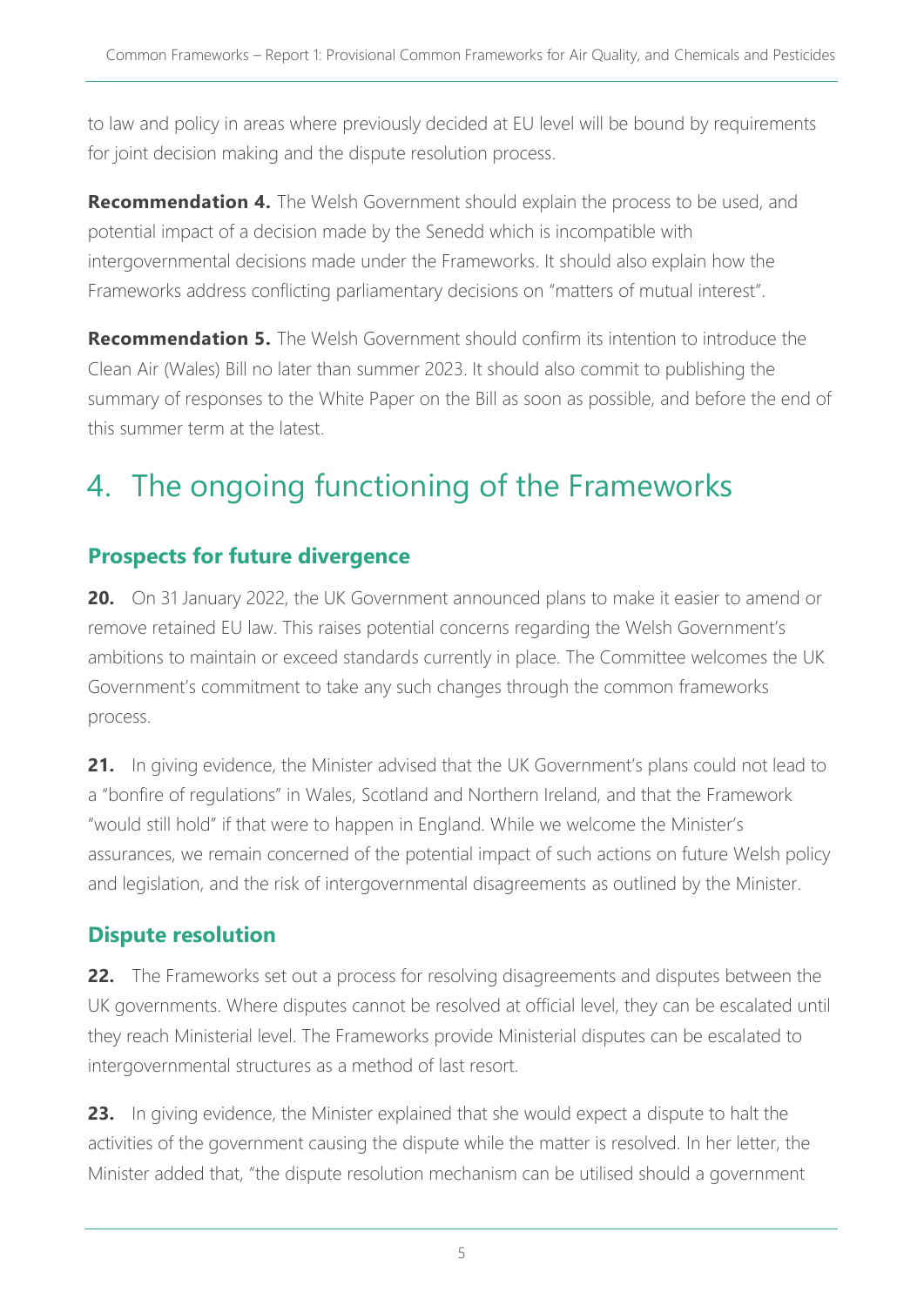to law and policy in areas where previously decided at EU level will be bound by requirements for joint decision making and the dispute resolution process.

**Recommendation 4.** The Welsh Government should explain the process to be used, and potential impact of a decision made by the Senedd which is incompatible with intergovernmental decisions made under the Frameworks. It should also explain how the Frameworks address conflicting parliamentary decisions on "matters of mutual interest".

**Recommendation 5.** The Welsh Government should confirm its intention to introduce the Clean Air (Wales) Bill no later than summer 2023. It should also commit to publishing the summary of responses to the White Paper on the Bill as soon as possible, and before the end of this summer term at the latest.

# 4. The ongoing functioning of the Frameworks

## Prospects for future divergence

**20.** On 31 January 2022, the UK Government announced plans to make it easier to amend or remove retained EU law. This raises potential concerns regarding the Welsh Government's ambitions to maintain or exceed standards currently in place. The Committee welcomes the UK Government's commitment to take any such changes through the common frameworks process.

**21.** In giving evidence, the Minister advised that the UK Government's plans could not lead to a "bonfire of regulations" in Wales, Scotland and Northern Ireland, and that the Framework "would still hold" if that were to happen in England. While we welcome the Minister's assurances, we remain concerned of the potential impact of such actions on future Welsh policy and legislation, and the risk of intergovernmental disagreements as outlined by the Minister.

## Dispute resolution

**22.** The Frameworks set out a process for resolving disagreements and disputes between the UK governments. Where disputes cannot be resolved at official level, they can be escalated until they reach Ministerial level. The Frameworks provide Ministerial disputes can be escalated to intergovernmental structures as a method of last resort.

**23.** In giving evidence, the Minister explained that she would expect a dispute to halt the activities of the government causing the dispute while the matter is resolved. In her letter, the Minister added that, "the dispute resolution mechanism can be utilised should a government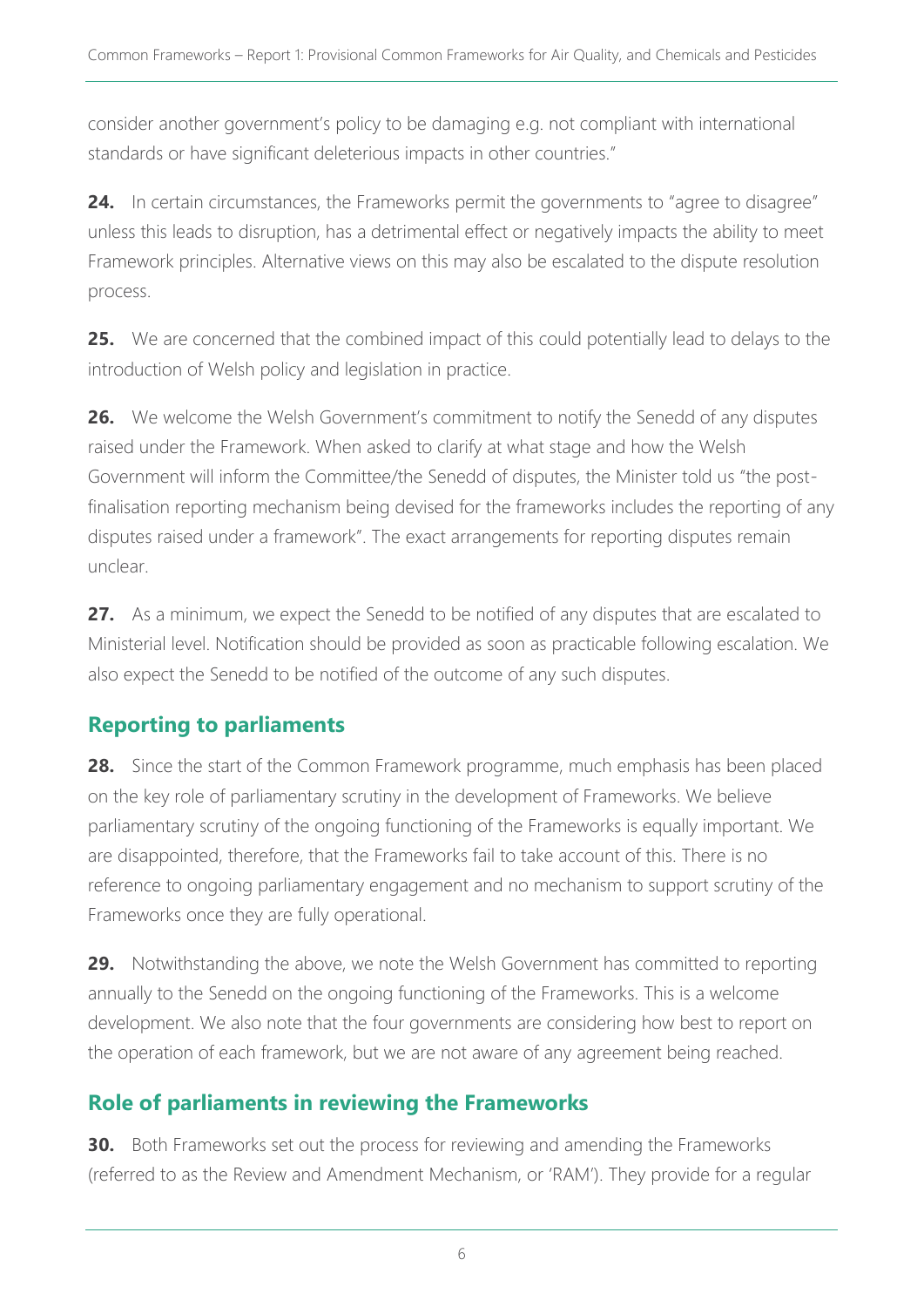consider another government's policy to be damaging e.g. not compliant with international standards or have significant deleterious impacts in other countries."

**24.** In certain circumstances, the Frameworks permit the governments to "agree to disagree" unless this leads to disruption, has a detrimental effect or negatively impacts the ability to meet Framework principles. Alternative views on this may also be escalated to the dispute resolution process.

**25.** We are concerned that the combined impact of this could potentially lead to delays to the introduction of Welsh policy and legislation in practice.

**26.** We welcome the Welsh Government's commitment to notify the Senedd of any disputes raised under the Framework. When asked to clarify at what stage and how the Welsh Government will inform the Committee/the Senedd of disputes, the Minister told us "the post-finalisation reporting mechanism being devised for the frameworks includes the reporting of any disputes raised under a framework". The exact arrangements for reporting disputes remain unclear.

**27.** As a minimum, we expect the Senedd to be notified of any disputes that are escalated to Ministerial level. Notification should be provided as soon as practicable following escalation. We also expect the Senedd to be notified of the outcome of any such disputes.

## Reporting to parliaments

**28.** Since the start of the Common Framework programme, much emphasis has been placed on the key role of parliamentary scrutiny in the development of Frameworks. We believe parliamentary scrutiny of the ongoing functioning of the Frameworks is equally important. We are disappointed, therefore, that the Frameworks fail to take account of this. There is no reference to ongoing parliamentary engagement and no mechanism to support scrutiny of the Frameworks once they are fully operational.

**29.** Notwithstanding the above, we note the Welsh Government has committed to reporting annually to the Senedd on the ongoing functioning of the Frameworks. This is a welcome development. We also note that the four governments are considering how best to report on the operation of each framework, but we are not aware of any agreement being reached.

## Role of parliaments in reviewing the Frameworks

**30.** Both Frameworks set out the process for reviewing and amending the Frameworks (referred to as the Review and Amendment Mechanism, or 'RAM'). They provide for a regular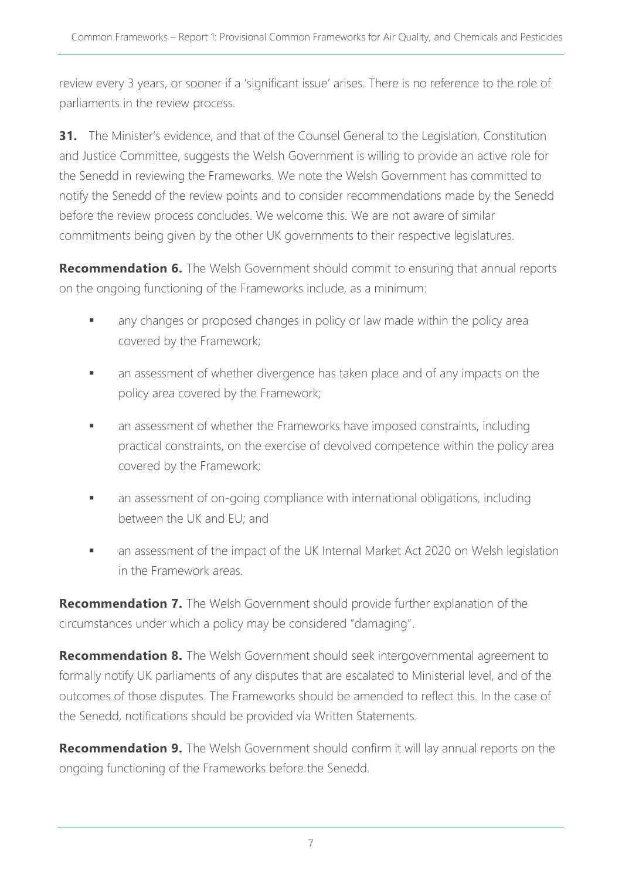review every 3 years, or sooner if a 'significant issue' arises. There is no reference to the role of parliaments in the review process.

**31.** The Minister's evidence, and that of the Counsel General to the Legislation, Constitution and Justice Committee, suggests the Welsh Government is willing to provide an active role for the Senedd in reviewing the Frameworks. We note the Welsh Government has committed to notify the Senedd of the review points and to consider recommendations made by the Senedd before the review process concludes. We welcome this. We are not aware of similar commitments being given by the other UK governments to their respective legislatures.

**Recommendation 6.** The Welsh Government should commit to ensuring that annual reports on the ongoing functioning of the Frameworks include, as a minimum:

- any changes or proposed changes in policy or law made within the policy area covered by the Framework;
- an assessment of whether divergence has taken place and of any impacts on the policy area covered by the Framework;
- an assessment of whether the Frameworks have imposed constraints, including practical constraints, on the exercise of devolved competence within the policy area covered by the Framework;
- an assessment of on-going compliance with international obligations, including between the UK and EU; and
- an assessment of the impact of the UK Internal Market Act 2020 on Welsh legislation in the Framework areas.

**Recommendation 7.** The Welsh Government should provide further explanation of the circumstances under which a policy may be considered "damaging".

**Recommendation 8.** The Welsh Government should seek intergovernmental agreement to formally notify UK parliaments of any disputes that are escalated to Ministerial level, and of the outcomes of those disputes. The Frameworks should be amended to reflect this. In the case of the Senedd, notifications should be provided via Written Statements.

**Recommendation 9.** The Welsh Government should confirm it will lay annual reports on the ongoing functioning of the Frameworks before the Senedd.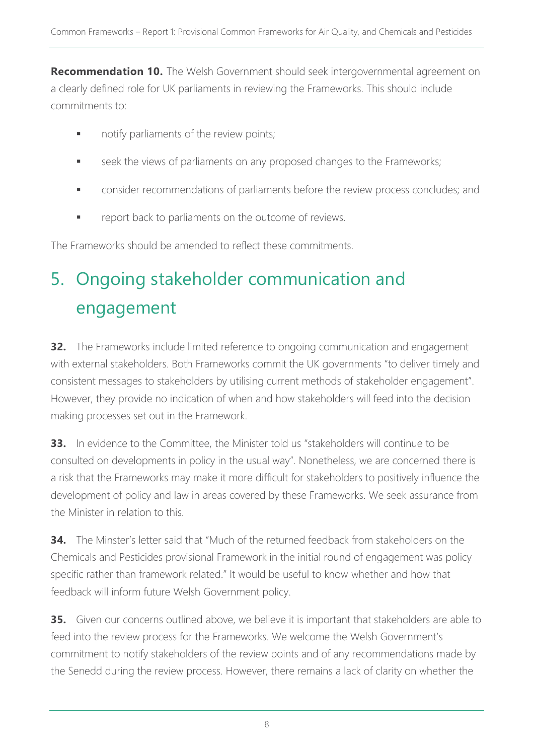**Recommendation 10.** The Welsh Government should seek intergovernmental agreement on a clearly defined role for UK parliaments in reviewing the Frameworks. This should include commitments to:

- notify parliaments of the review points;
- seek the views of parliaments on any proposed changes to the Frameworks;
- consider recommendations of parliaments before the review process concludes; and
- report back to parliaments on the outcome of reviews.

The Frameworks should be amended to reflect these commitments.

# 5. Ongoing stakeholder communication and engagement

**32.** The Frameworks include limited reference to ongoing communication and engagement with external stakeholders. Both Frameworks commit the UK governments "to deliver timely and consistent messages to stakeholders by utilising current methods of stakeholder engagement". However, they provide no indication of when and how stakeholders will feed into the decision making processes set out in the Framework.

**33.** In evidence to the Committee, the Minister told us "stakeholders will continue to be consulted on developments in policy in the usual way". Nonetheless, we are concerned there is a risk that the Frameworks may make it more difficult for stakeholders to positively influence the development of policy and law in areas covered by these Frameworks. We seek assurance from the Minister in relation to this.

**34.** The Minster's letter said that "Much of the returned feedback from stakeholders on the Chemicals and Pesticides provisional Framework in the initial round of engagement was policy specific rather than framework related." It would be useful to know whether and how that feedback will inform future Welsh Government policy.

**35.** Given our concerns outlined above, we believe it is important that stakeholders are able to feed into the review process for the Frameworks. We welcome the Welsh Government's commitment to notify stakeholders of the review points and of any recommendations made by the Senedd during the review process. However, there remains a lack of clarity on whether the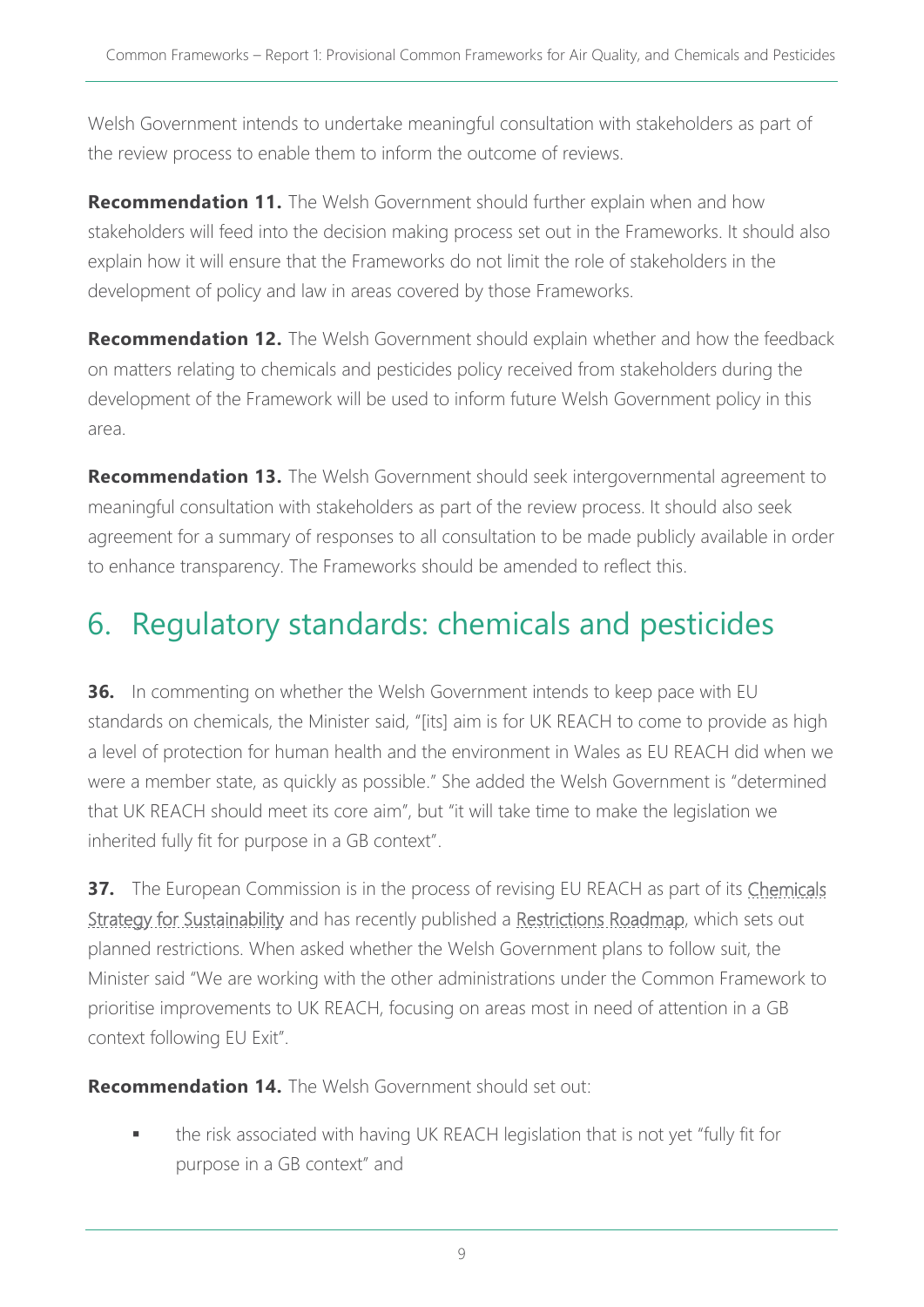Welsh Government intends to undertake meaningful consultation with stakeholders as part of the review process to enable them to inform the outcome of reviews.

**Recommendation 11.** The Welsh Government should further explain when and how stakeholders will feed into the decision making process set out in the Frameworks. It should also explain how it will ensure that the Frameworks do not limit the role of stakeholders in the development of policy and law in areas covered by those Frameworks.

**Recommendation 12.** The Welsh Government should explain whether and how the feedback on matters relating to chemicals and pesticides policy received from stakeholders during the development of the Framework will be used to inform future Welsh Government policy in this area.

**Recommendation 13.** The Welsh Government should seek intergovernmental agreement to meaningful consultation with stakeholders as part of the review process. It should also seek agreement for a summary of responses to all consultation to be made publicly available in order to enhance transparency. The Frameworks should be amended to reflect this.

# 6. Regulatory standards: chemicals and pesticides

**36.** In commenting on whether the Welsh Government intends to keep pace with EU standards on chemicals, the Minister said, "[its] aim is for UK REACH to come to provide as high a level of protection for human health and the environment in Wales as EU REACH did when we were a member state, as quickly as possible." She added the Welsh Government is "determined that UK REACH should meet its core aim", but "it will take time to make the legislation we inherited fully fit for purpose in a GB context".

**37.** The European Commission is in the process of revising EU REACH as part of its Chemicals Strategy for Sustainability and has recently published a Restrictions Roadmap, which sets out planned restrictions. When asked whether the Welsh Government plans to follow suit, the Minister said "We are working with the other administrations under the Common Framework to prioritise improvements to UK REACH, focusing on areas most in need of attention in a GB context following EU Exit".

**Recommendation 14.** The Welsh Government should set out:

- the risk associated with having UK REACH legislation that is not yet "fully fit for purpose in a GB context" and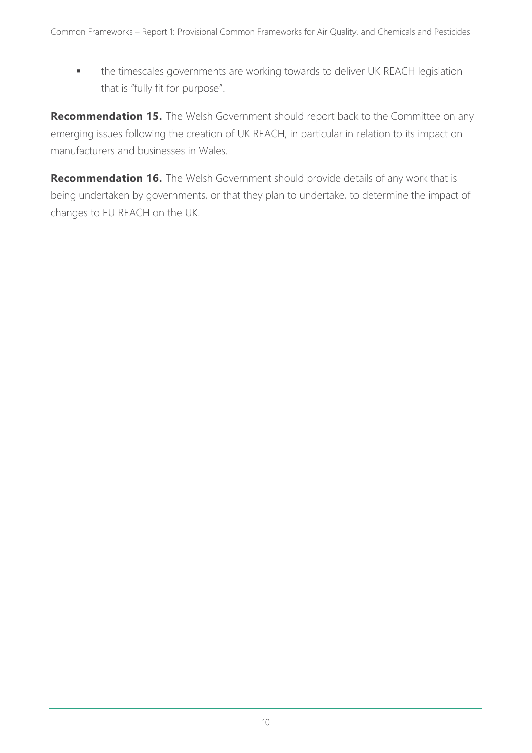- the timescales governments are working towards to deliver UK REACH legislation that is "fully fit for purpose".

**Recommendation 15.** The Welsh Government should report back to the Committee on any emerging issues following the creation of UK REACH, in particular in relation to its impact on manufacturers and businesses in Wales.

**Recommendation 16.** The Welsh Government should provide details of any work that is being undertaken by governments, or that they plan to undertake, to determine the impact of changes to EU REACH on the UK.